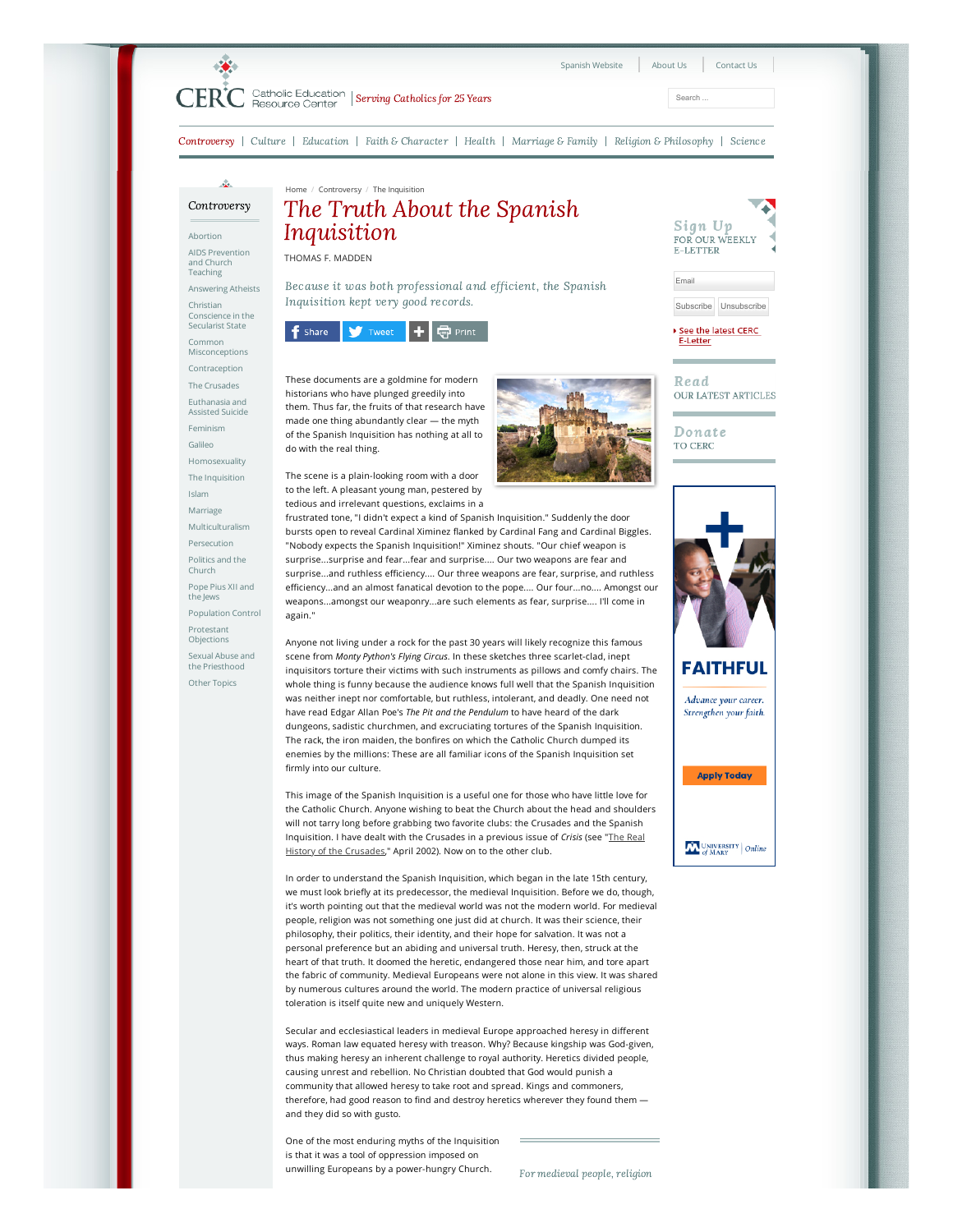Home / Controversy / The Inquisition

# The Truth About the Spanish Inquisition

THOMAS F. MADDEN

*Because it was both professional and efficient, the Spanish Inquisition kept very good records.*

These documents are a goldmine for modern historians who have plunged greedily into them. Thus far, the fruits of that research have made one thing abundantly clear — the myth of the Spanish Inquisition has nothing at all to do with the real thing.

The scene is a plain-looking room with a door to the left. A pleasant young man, pestered by tedious and irrelevant questions, exclaims in a frustrated tone, "I didn't expect a kind of Spanish Inquisition." Suddenly the door bursts open to reveal Cardinal Ximinez flanked by Cardinal Fang and Cardinal Biggles. "Nobody expects the Spanish Inquisition!" Ximinez shouts. "Our chief weapon is surprise...surprise and fear...fear and surprise.... Our two weapons are fear and surprise...and ruthless efficiency.... Our three weapons are fear, surprise, and ruthless efficiency...and an almost fanatical devotion to the pope.... Our four...no.... Amongst our weapons...amongst our weaponry...are such elements as fear, surprise.... I'll come in again."

Anyone not living under a rock for the past 30 years will likely recognize this famous scene from *Monty Python's Flying Circus*. In these sketches three scarlet-clad, inept inquisitors torture their victims with such instruments as pillows and comfy chairs. The whole thing is funny because the audience knows full well that the Spanish Inquisition was neither inept nor comfortable, but ruthless, intolerant, and deadly. One need not have read Edgar Allan Poe's *The Pit and the Pendulum* to have heard of the dark dungeons, sadistic churchmen, and excruciating tortures of the Spanish Inquisition. The rack, the iron maiden, the bonfires on which the Catholic Church dumped its enemies by the millions: These are all familiar icons of the Spanish Inquisition set firmly into our culture.

This image of the Spanish Inquisition is a useful one for those who have little love for the Catholic Church. Anyone wishing to beat the Church about the head and shoulders will not tarry long before grabbing two favorite clubs: the Crusades and the Spanish Inquisition. I have dealt with the Crusades in a previous issue of *Crisis* (see "The Real History of the Crusades," April 2002). Now on to the other club.

In order to understand the Spanish Inquisition, which began in the late 15th century, we must look briefly at its predecessor, the medieval Inquisition. Before we do, though, it's worth pointing out that the medieval world was not the modern world. For medieval people, religion was not something one just did at church. It was their science, their philosophy, their politics, their identity, and their hope for salvation. It was not a personal preference but an abiding and universal truth. Heresy, then, struck at the heart of that truth. It doomed the heretic, endangered those near him, and tore apart the fabric of community. Medieval Europeans were not alone in this view. It was shared by numerous cultures around the world. The modern practice of universal religious toleration is itself quite new and uniquely Western.

Secular and ecclesiastical leaders in medieval Europe approached heresy in different ways. Roman law equated heresy with treason. Why? Because kingship was God-given, thus making heresy an inherent challenge to royal authority. Heretics divided people, causing unrest and rebellion. No Christian doubted that God would punish a community that allowed heresy to take root and spread. Kings and commoners, therefore, had good reason to find and destroy heretics wherever they found them — and they did so with gusto.

One of the most enduring myths of the Inquisition is that it was a tool of oppression imposed on unwilling Europeans by a power-hungry Church.

*For medieval people, religion*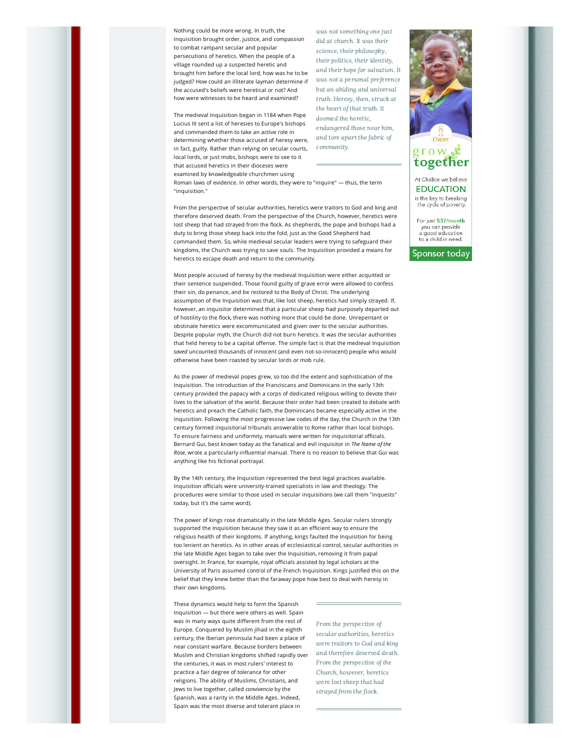Nothing could be more wrong. In truth, the Inquisition brought order, justice, and compassion to combat rampant secular and popular persecutions of heretics. When the people of a village rounded up a suspected heretic and brought him before the local lord, how was he to be judged? How could an illiterate layman determine if the accused's beliefs were heretical or not? And how were witnesses to be heard and examined?

*was not something one just did at church. It was their science, their philosophy, their politics, their identity, and their hope for salvation. It was not a personal preference but an abiding and universal truth. Heresy, then, struck at the heart of that truth. It doomed the heretic, endangered those near him, and tore apart the fabric of community.*

The medieval Inquisition began in 1184 when Pope Lucius III sent a list of heresies to Europe's bishops and commanded them to take an active role in determining whether those accused of heresy were, in fact, guilty. Rather than relying on secular courts, local lords, or just mobs, bishops were to see to it that accused heretics in their dioceses were examined by knowledgeable churchmen using Roman laws of evidence. In other words, they were to "inquire" — thus, the term "inquisition."

From the perspective of secular authorities, heretics were traitors to God and king and therefore deserved death. From the perspective of the Church, however, heretics were lost sheep that had strayed from the flock. As shepherds, the pope and bishops had a duty to bring those sheep back into the fold, just as the Good Shepherd had commanded them. So, while medieval secular leaders were trying to safeguard their kingdoms, the Church was trying to save souls. The Inquisition provided a means for heretics to escape death and return to the community.

Most people accused of heresy by the medieval Inquisition were either acquitted or their sentence suspended. Those found guilty of grave error were allowed to confess their sin, do penance, and be restored to the Body of Christ. The underlying assumption of the Inquisition was that, like lost sheep, heretics had simply strayed. If, however, an inquisitor determined that a particular sheep had purposely departed out of hostility to the flock, there was nothing more that could be done. Unrepentant or obstinate heretics were excommunicated and given over to the secular authorities. Despite popular myth, the Church did not burn heretics. It was the secular authorities that held heresy to be a capital offense. The simple fact is that the medieval Inquisition *saved* uncounted thousands of innocent (and even not-so-innocent) people who would otherwise have been roasted by secular lords or mob rule.

As the power of medieval popes grew, so too did the extent and sophistication of the Inquisition. The introduction of the Franciscans and Dominicans in the early 13th century provided the papacy with a corps of dedicated religious willing to devote their lives to the salvation of the world. Because their order had been created to debate with heretics and preach the Catholic faith, the Dominicans became especially active in the Inquisition. Following the most progressive law codes of the day, the Church in the 13th century formed inquisitorial tribunals answerable to Rome rather than local bishops. To ensure fairness and uniformity, manuals were written for inquisitorial officials. Bernard Gui, best known today as the fanatical and evil inquisitor in *The Name of the Rose*, wrote a particularly influential manual. There is no reason to believe that Gui was anything like his fictional portrayal.

By the 14th century, the Inquisition represented the best legal practices available. Inquisition officials were university-trained specialists in law and theology. The procedures were similar to those used in secular inquisitions (we call them "inquests" today, but it's the same word).

The power of kings rose dramatically in the late Middle Ages. Secular rulers strongly supported the Inquisition because they saw it as an efficient way to ensure the religious health of their kingdoms. If anything, kings faulted the Inquisition for being too lenient on heretics. As in other areas of ecclesiastical control, secular authorities in the late Middle Ages began to take over the Inquisition, removing it from papal oversight. In France, for example, royal officials assisted by legal scholars at the University of Paris assumed control of the French Inquisition. Kings justified this on the belief that they knew better than the faraway pope how best to deal with heresy in their own kingdoms.

These dynamics would help to form the Spanish Inquisition — but there were others as well. Spain was in many ways quite different from the rest of Europe. Conquered by Muslim jihad in the eighth century, the Iberian peninsula had been a place of near constant warfare. Because borders between Muslim and Christian kingdoms shifted rapidly over the centuries, it was in most rulers' interest to practice a fair degree of tolerance for other religions. The ability of Muslims, Christians, and Jews to live together, called *convivencia* by the Spanish, was a rarity in the Middle Ages. Indeed, Spain was the most diverse and tolerant place in

*From the perspective of secular authorities, heretics were traitors to God and king and therefore deserved death. From the perspective of the Church, however, heretics were lost sheep that had strayed from the flock.*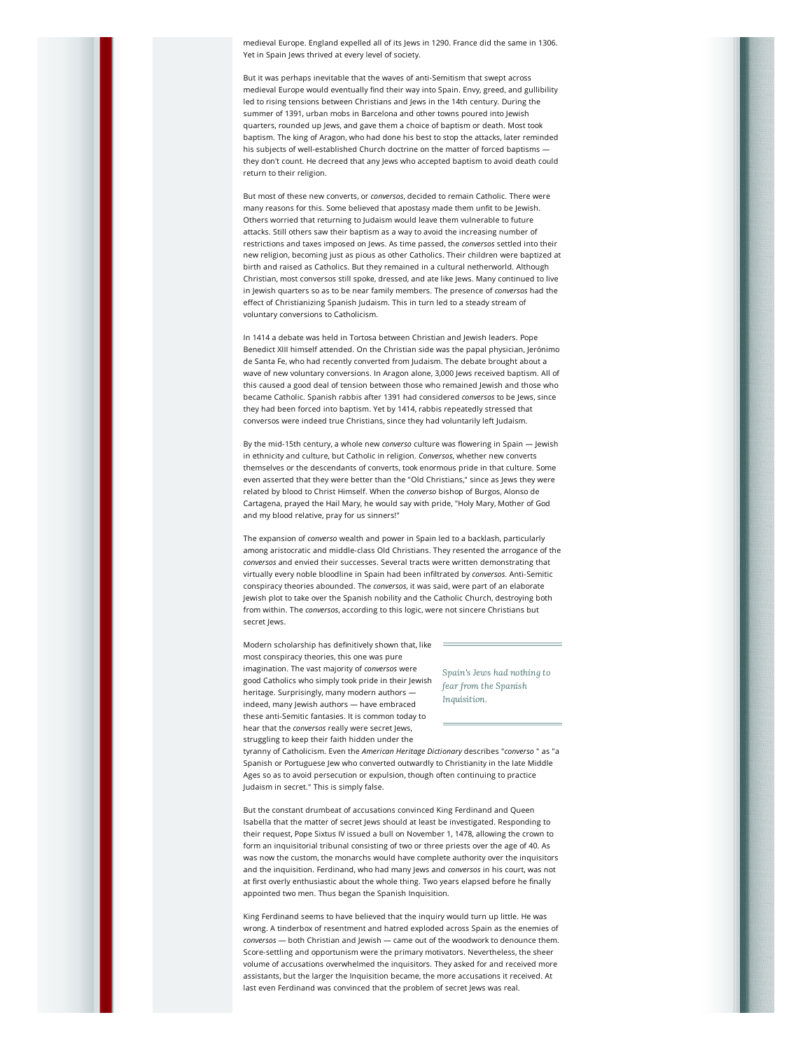medieval Europe. England expelled all of its Jews in 1290. France did the same in 1306. Yet in Spain Jews thrived at every level of society.

But it was perhaps inevitable that the waves of anti-Semitism that swept across medieval Europe would eventually find their way into Spain. Envy, greed, and gullibility led to rising tensions between Christians and Jews in the 14th century. During the summer of 1391, urban mobs in Barcelona and other towns poured into Jewish quarters, rounded up Jews, and gave them a choice of baptism or death. Most took baptism. The king of Aragon, who had done his best to stop the attacks, later reminded his subjects of well-established Church doctrine on the matter of forced baptisms — they don't count. He decreed that any Jews who accepted baptism to avoid death could return to their religion.

But most of these new converts, or *conversos*, decided to remain Catholic. There were many reasons for this. Some believed that apostasy made them unfit to be Jewish. Others worried that returning to Judaism would leave them vulnerable to future attacks. Still others saw their baptism as a way to avoid the increasing number of restrictions and taxes imposed on Jews. As time passed, the *conversos* settled into their new religion, becoming just as pious as other Catholics. Their children were baptized at birth and raised as Catholics. But they remained in a cultural netherworld. Although Christian, most conversos still spoke, dressed, and ate like Jews. Many continued to live in Jewish quarters so as to be near family members. The presence of *conversos* had the effect of Christianizing Spanish Judaism. This in turn led to a steady stream of voluntary conversions to Catholicism.

In 1414 a debate was held in Tortosa between Christian and Jewish leaders. Pope Benedict XIII himself attended. On the Christian side was the papal physician, Jerónimo de Santa Fe, who had recently converted from Judaism. The debate brought about a wave of new voluntary conversions. In Aragon alone, 3,000 Jews received baptism. All of this caused a good deal of tension between those who remained Jewish and those who became Catholic. Spanish rabbis after 1391 had considered *conversos* to be Jews, since they had been forced into baptism. Yet by 1414, rabbis repeatedly stressed that conversos were indeed true Christians, since they had voluntarily left Judaism.

By the mid-15th century, a whole new *converso* culture was flowering in Spain — Jewish in ethnicity and culture, but Catholic in religion. *Conversos*, whether new converts themselves or the descendants of converts, took enormous pride in that culture. Some even asserted that they were better than the "Old Christians," since as Jews they were related by blood to Christ Himself. When the *converso* bishop of Burgos, Alonso de Cartagena, prayed the Hail Mary, he would say with pride, "Holy Mary, Mother of God and my blood relative, pray for us sinners!"

The expansion of *converso* wealth and power in Spain led to a backlash, particularly among aristocratic and middle-class Old Christians. They resented the arrogance of the *conversos* and envied their successes. Several tracts were written demonstrating that virtually every noble bloodline in Spain had been infiltrated by *conversos*. Anti-Semitic conspiracy theories abounded. The *conversos*, it was said, were part of an elaborate Jewish plot to take over the Spanish nobility and the Catholic Church, destroying both from within. The *conversos*, according to this logic, were not sincere Christians but secret Jews.

*Spain's Jews had nothing to fear from the Spanish Inquisition.*

Modern scholarship has definitively shown that, like most conspiracy theories, this one was pure imagination. The vast majority of *conversos* were good Catholics who simply took pride in their Jewish heritage. Surprisingly, many modern authors — indeed, many Jewish authors — have embraced these anti-Semitic fantasies. It is common today to hear that the *conversos* really were secret Jews, struggling to keep their faith hidden under the tyranny of Catholicism. Even the *American Heritage Dictionary* describes "*converso* " as "a Spanish or Portuguese Jew who converted outwardly to Christianity in the late Middle Ages so as to avoid persecution or expulsion, though often continuing to practice Judaism in secret." This is simply false.

But the constant drumbeat of accusations convinced King Ferdinand and Queen Isabella that the matter of secret Jews should at least be investigated. Responding to their request, Pope Sixtus IV issued a bull on November 1, 1478, allowing the crown to form an inquisitorial tribunal consisting of two or three priests over the age of 40. As was now the custom, the monarchs would have complete authority over the inquisitors and the inquisition. Ferdinand, who had many Jews and *conversos* in his court, was not at first overly enthusiastic about the whole thing. Two years elapsed before he finally appointed two men. Thus began the Spanish Inquisition.

King Ferdinand seems to have believed that the inquiry would turn up little. He was wrong. A tinderbox of resentment and hatred exploded across Spain as the enemies of *conversos* — both Christian and Jewish — came out of the woodwork to denounce them. Score-settling and opportunism were the primary motivators. Nevertheless, the sheer volume of accusations overwhelmed the inquisitors. They asked for and received more assistants, but the larger the Inquisition became, the more accusations it received. At last even Ferdinand was convinced that the problem of secret Jews was real.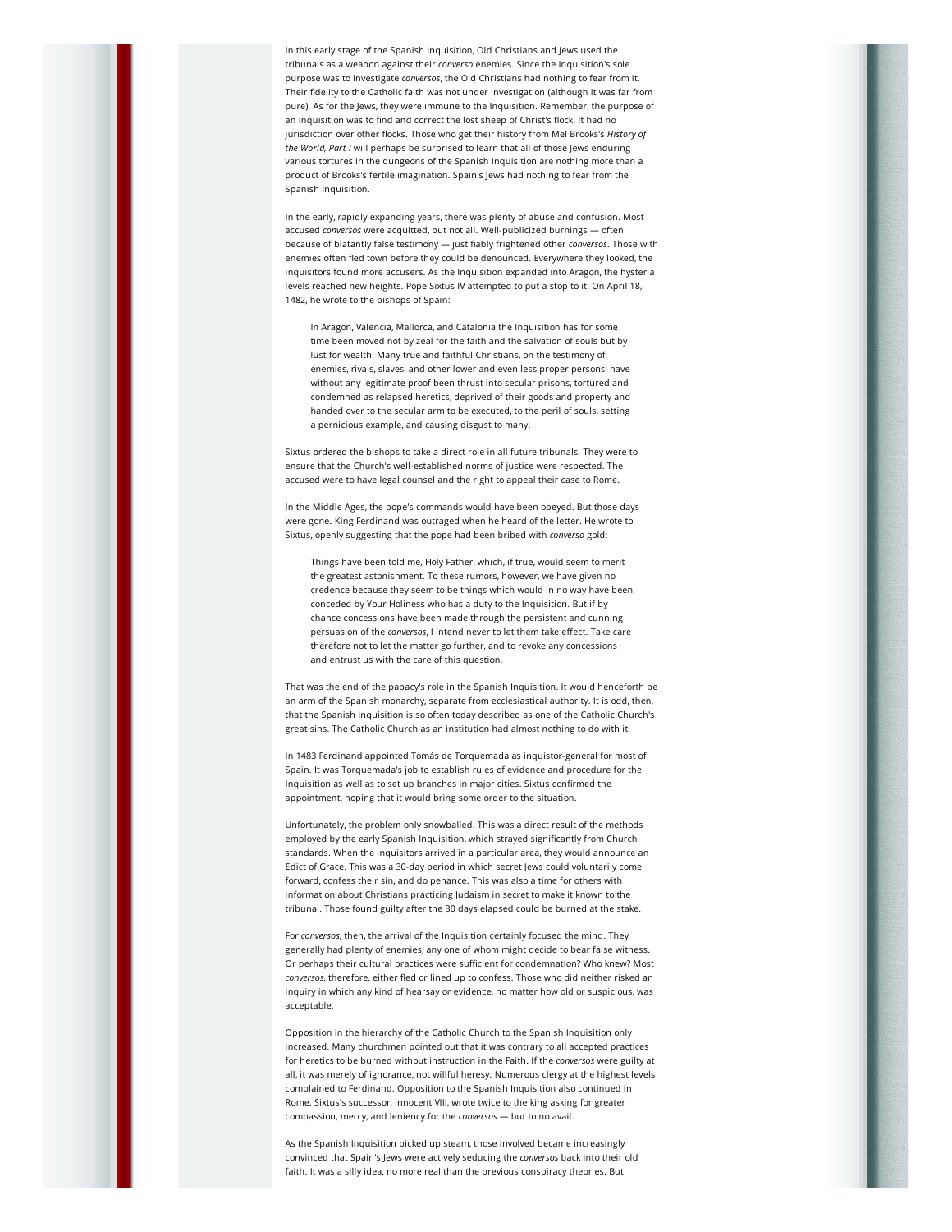In this early stage of the Spanish Inquisition, Old Christians and Jews used the tribunals as a weapon against their *converso* enemies. Since the Inquisition's sole purpose was to investigate *conversos*, the Old Christians had nothing to fear from it. Their fidelity to the Catholic faith was not under investigation (although it was far from pure). As for the Jews, they were immune to the Inquisition. Remember, the purpose of an inquisition was to find and correct the lost sheep of Christ's flock. It had no jurisdiction over other flocks. Those who get their history from Mel Brooks's *History of the World, Part I* will perhaps be surprised to learn that all of those Jews enduring various tortures in the dungeons of the Spanish Inquisition are nothing more than a product of Brooks's fertile imagination. Spain's Jews had nothing to fear from the Spanish Inquisition.

In the early, rapidly expanding years, there was plenty of abuse and confusion. Most accused *conversos* were acquitted, but not all. Well-publicized burnings — often because of blatantly false testimony — justifiably frightened other *conversos*. Those with enemies often fled town before they could be denounced. Everywhere they looked, the inquisitors found more accusers. As the Inquisition expanded into Aragon, the hysteria levels reached new heights. Pope Sixtus IV attempted to put a stop to it. On April 18, 1482, he wrote to the bishops of Spain:

> In Aragon, Valencia, Mallorca, and Catalonia the Inquisition has for some time been moved not by zeal for the faith and the salvation of souls but by lust for wealth. Many true and faithful Christians, on the testimony of enemies, rivals, slaves, and other lower and even less proper persons, have without any legitimate proof been thrust into secular prisons, tortured and condemned as relapsed heretics, deprived of their goods and property and handed over to the secular arm to be executed, to the peril of souls, setting a pernicious example, and causing disgust to many.

Sixtus ordered the bishops to take a direct role in all future tribunals. They were to ensure that the Church's well-established norms of justice were respected. The accused were to have legal counsel and the right to appeal their case to Rome.

In the Middle Ages, the pope's commands would have been obeyed. But those days were gone. King Ferdinand was outraged when he heard of the letter. He wrote to Sixtus, openly suggesting that the pope had been bribed with *converso* gold:

> Things have been told me, Holy Father, which, if true, would seem to merit the greatest astonishment. To these rumors, however, we have given no credence because they seem to be things which would in no way have been conceded by Your Holiness who has a duty to the Inquisition. But if by chance concessions have been made through the persistent and cunning persuasion of the *conversos*, I intend never to let them take effect. Take care therefore not to let the matter go further, and to revoke any concessions and entrust us with the care of this question.

That was the end of the papacy's role in the Spanish Inquisition. It would henceforth be an arm of the Spanish monarchy, separate from ecclesiastical authority. It is odd, then, that the Spanish Inquisition is so often today described as one of the Catholic Church's great sins. The Catholic Church as an institution had almost nothing to do with it.

In 1483 Ferdinand appointed Tomás de Torquemada as inquistor-general for most of Spain. It was Torquemada's job to establish rules of evidence and procedure for the Inquisition as well as to set up branches in major cities. Sixtus confirmed the appointment, hoping that it would bring some order to the situation.

Unfortunately, the problem only snowballed. This was a direct result of the methods employed by the early Spanish Inquisition, which strayed significantly from Church standards. When the inquisitors arrived in a particular area, they would announce an Edict of Grace. This was a 30-day period in which secret Jews could voluntarily come forward, confess their sin, and do penance. This was also a time for others with information about Christians practicing Judaism in secret to make it known to the tribunal. Those found guilty after the 30 days elapsed could be burned at the stake.

For *conversos*, then, the arrival of the Inquisition certainly focused the mind. They generally had plenty of enemies, any one of whom might decide to bear false witness. Or perhaps their cultural practices were sufficient for condemnation? Who knew? Most *conversos*, therefore, either fled or lined up to confess. Those who did neither risked an inquiry in which any kind of hearsay or evidence, no matter how old or suspicious, was acceptable.

Opposition in the hierarchy of the Catholic Church to the Spanish Inquisition only increased. Many churchmen pointed out that it was contrary to all accepted practices for heretics to be burned without instruction in the Faith. If the *conversos* were guilty at all, it was merely of ignorance, not willful heresy. Numerous clergy at the highest levels complained to Ferdinand. Opposition to the Spanish Inquisition also continued in Rome. Sixtus's successor, Innocent VIII, wrote twice to the king asking for greater compassion, mercy, and leniency for the *conversos* — but to no avail.

As the Spanish Inquisition picked up steam, those involved became increasingly convinced that Spain's Jews were actively seducing the *conversos* back into their old faith. It was a silly idea, no more real than the previous conspiracy theories. But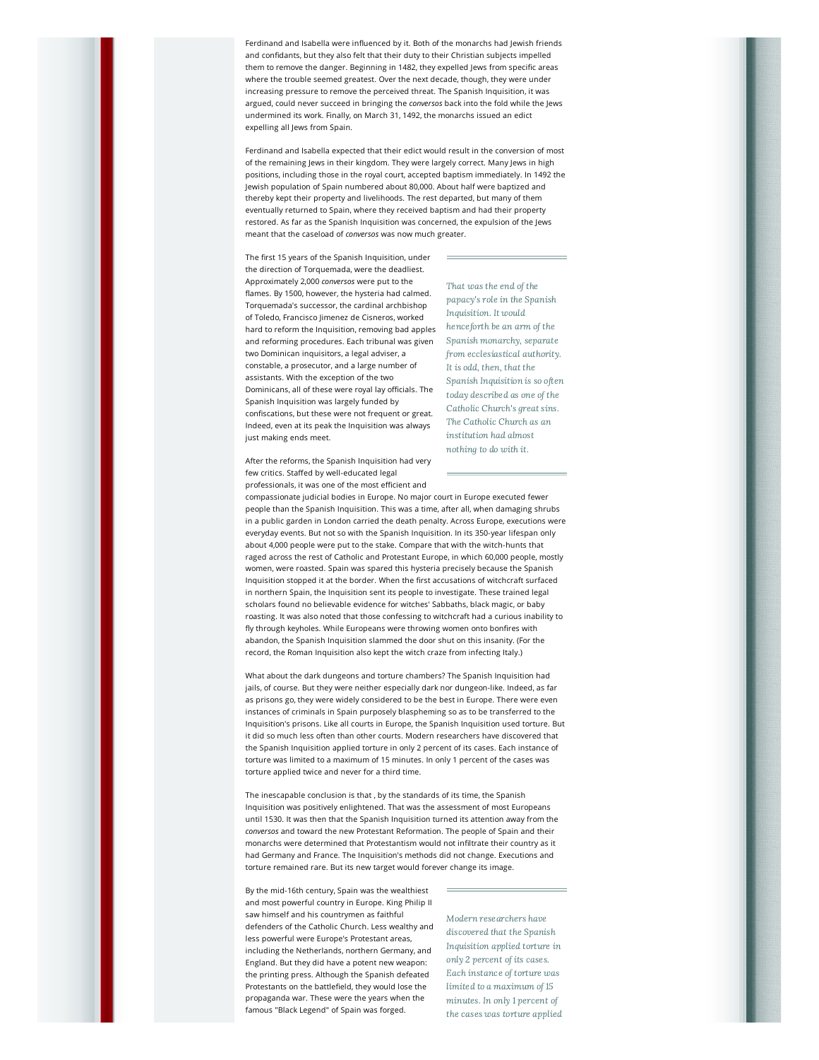Ferdinand and Isabella were influenced by it. Both of the monarchs had Jewish friends and confidants, but they also felt that their duty to their Christian subjects impelled them to remove the danger. Beginning in 1482, they expelled Jews from specific areas where the trouble seemed greatest. Over the next decade, though, they were under increasing pressure to remove the perceived threat. The Spanish Inquisition, it was argued, could never succeed in bringing the *conversos* back into the fold while the Jews undermined its work. Finally, on March 31, 1492, the monarchs issued an edict expelling all Jews from Spain.

Ferdinand and Isabella expected that their edict would result in the conversion of most of the remaining Jews in their kingdom. They were largely correct. Many Jews in high positions, including those in the royal court, accepted baptism immediately. In 1492 the Jewish population of Spain numbered about 80,000. About half were baptized and thereby kept their property and livelihoods. The rest departed, but many of them eventually returned to Spain, where they received baptism and had their property restored. As far as the Spanish Inquisition was concerned, the expulsion of the Jews meant that the caseload of *conversos* was now much greater.

The first 15 years of the Spanish Inquisition, under the direction of Torquemada, were the deadliest. Approximately 2,000 *conversos* were put to the flames. By 1500, however, the hysteria had calmed. Torquemada's successor, the cardinal archbishop of Toledo, Francisco Jimenez de Cisneros, worked hard to reform the Inquisition, removing bad apples and reforming procedures. Each tribunal was given two Dominican inquisitors, a legal adviser, a constable, a prosecutor, and a large number of assistants. With the exception of the two Dominicans, all of these were royal lay officials. The Spanish Inquisition was largely funded by confiscations, but these were not frequent or great. Indeed, even at its peak the Inquisition was always just making ends meet.

> *That was the end of the papacy's role in the Spanish Inquisition. It would henceforth be an arm of the Spanish monarchy, separate from ecclesiastical authority. It is odd, then, that the Spanish Inquisition is so often today described as one of the Catholic Church's great sins. The Catholic Church as an institution had almost nothing to do with it.*

After the reforms, the Spanish Inquisition had very few critics. Staffed by well-educated legal professionals, it was one of the most efficient and compassionate judicial bodies in Europe. No major court in Europe executed fewer people than the Spanish Inquisition. This was a time, after all, when damaging shrubs in a public garden in London carried the death penalty. Across Europe, executions were everyday events. But not so with the Spanish Inquisition. In its 350-year lifespan only about 4,000 people were put to the stake. Compare that with the witch-hunts that raged across the rest of Catholic and Protestant Europe, in which 60,000 people, mostly women, were roasted. Spain was spared this hysteria precisely because the Spanish Inquisition stopped it at the border. When the first accusations of witchcraft surfaced in northern Spain, the Inquisition sent its people to investigate. These trained legal scholars found no believable evidence for witches' Sabbaths, black magic, or baby roasting. It was also noted that those confessing to witchcraft had a curious inability to fly through keyholes. While Europeans were throwing women onto bonfires with abandon, the Spanish Inquisition slammed the door shut on this insanity. (For the record, the Roman Inquisition also kept the witch craze from infecting Italy.)

What about the dark dungeons and torture chambers? The Spanish Inquisition had jails, of course. But they were neither especially dark nor dungeon-like. Indeed, as far as prisons go, they were widely considered to be the best in Europe. There were even instances of criminals in Spain purposely blaspheming so as to be transferred to the Inquisition's prisons. Like all courts in Europe, the Spanish Inquisition used torture. But it did so much less often than other courts. Modern researchers have discovered that the Spanish Inquisition applied torture in only 2 percent of its cases. Each instance of torture was limited to a maximum of 15 minutes. In only 1 percent of the cases was torture applied twice and never for a third time.

The inescapable conclusion is that , by the standards of its time, the Spanish Inquisition was positively enlightened. That was the assessment of most Europeans until 1530. It was then that the Spanish Inquisition turned its attention away from the *conversos* and toward the new Protestant Reformation. The people of Spain and their monarchs were determined that Protestantism would not infiltrate their country as it had Germany and France. The Inquisition's methods did not change. Executions and torture remained rare. But its new target would forever change its image.

By the mid-16th century, Spain was the wealthiest and most powerful country in Europe. King Philip II saw himself and his countrymen as faithful defenders of the Catholic Church. Less wealthy and less powerful were Europe's Protestant areas, including the Netherlands, northern Germany, and England. But they did have a potent new weapon: the printing press. Although the Spanish defeated Protestants on the battlefield, they would lose the propaganda war. These were the years when the famous "Black Legend" of Spain was forged.

> *Modern researchers have discovered that the Spanish Inquisition applied torture in only 2 percent of its cases. Each instance of torture was limited to a maximum of 15 minutes. In only 1 percent of the cases was torture applied*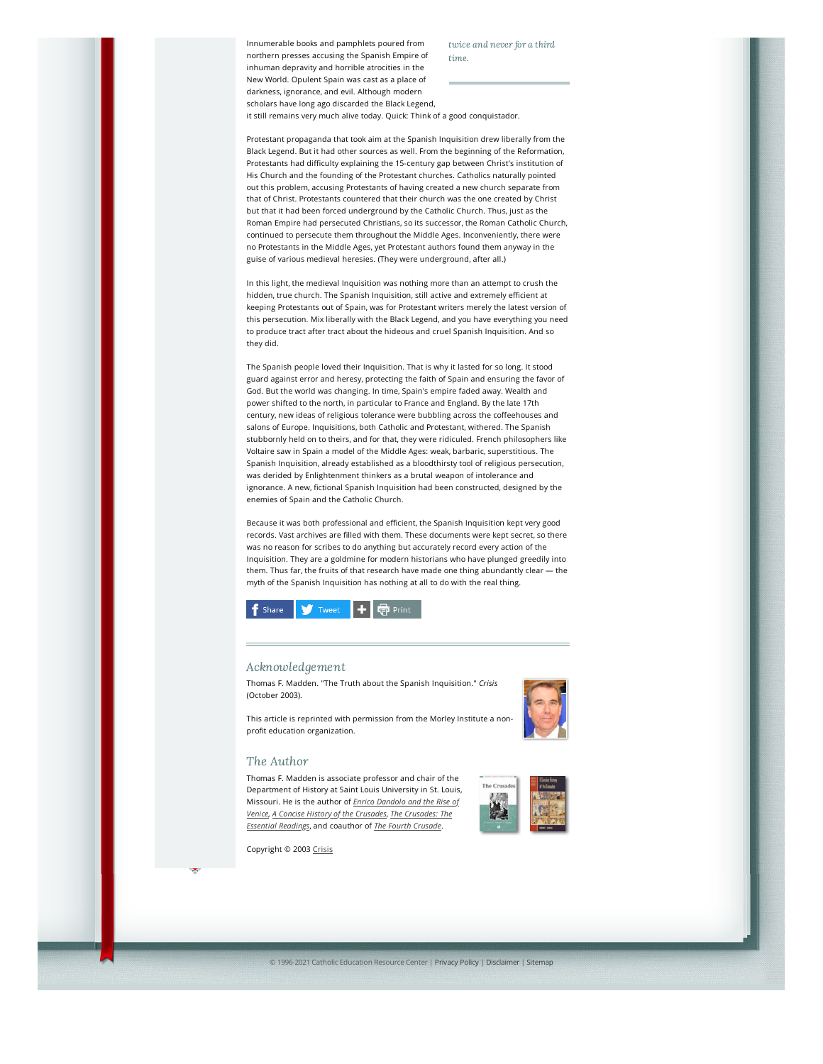*twice and never for a third time.*

Innumerable books and pamphlets poured from northern presses accusing the Spanish Empire of inhuman depravity and horrible atrocities in the New World. Opulent Spain was cast as a place of darkness, ignorance, and evil. Although modern scholars have long ago discarded the Black Legend, it still remains very much alive today. Quick: Think of a good conquistador.

Protestant propaganda that took aim at the Spanish Inquisition drew liberally from the Black Legend. But it had other sources as well. From the beginning of the Reformation, Protestants had difficulty explaining the 15-century gap between Christ's institution of His Church and the founding of the Protestant churches. Catholics naturally pointed out this problem, accusing Protestants of having created a new church separate from that of Christ. Protestants countered that their church was the one created by Christ but that it had been forced underground by the Catholic Church. Thus, just as the Roman Empire had persecuted Christians, so its successor, the Roman Catholic Church, continued to persecute them throughout the Middle Ages. Inconveniently, there were no Protestants in the Middle Ages, yet Protestant authors found them anyway in the guise of various medieval heresies. (They were underground, after all.)

In this light, the medieval Inquisition was nothing more than an attempt to crush the hidden, true church. The Spanish Inquisition, still active and extremely efficient at keeping Protestants out of Spain, was for Protestant writers merely the latest version of this persecution. Mix liberally with the Black Legend, and you have everything you need to produce tract after tract about the hideous and cruel Spanish Inquisition. And so they did.

The Spanish people loved their Inquisition. That is why it lasted for so long. It stood guard against error and heresy, protecting the faith of Spain and ensuring the favor of God. But the world was changing. In time, Spain's empire faded away. Wealth and power shifted to the north, in particular to France and England. By the late 17th century, new ideas of religious tolerance were bubbling across the coffeehouses and salons of Europe. Inquisitions, both Catholic and Protestant, withered. The Spanish stubbornly held on to theirs, and for that, they were ridiculed. French philosophers like Voltaire saw in Spain a model of the Middle Ages: weak, barbaric, superstitious. The Spanish Inquisition, already established as a bloodthirsty tool of religious persecution, was derided by Enlightenment thinkers as a brutal weapon of intolerance and ignorance. A new, fictional Spanish Inquisition had been constructed, designed by the enemies of Spain and the Catholic Church.

Because it was both professional and efficient, the Spanish Inquisition kept very good records. Vast archives are filled with them. These documents were kept secret, so there was no reason for scribes to do anything but accurately record every action of the Inquisition. They are a goldmine for modern historians who have plunged greedily into them. Thus far, the fruits of that research have made one thing abundantly clear — the myth of the Spanish Inquisition has nothing at all to do with the real thing.

## Acknowledgement

Thomas F. Madden. "The Truth about the Spanish Inquisition." *Crisis* (October 2003).

This article is reprinted with permission from the Morley Institute a non-profit education organization.

## The Author

Thomas F. Madden is associate professor and chair of the Department of History at Saint Louis University in St. Louis, Missouri. He is the author of *Enrico Dandolo and the Rise of Venice*, *A Concise History of the Crusades*, *The Crusades: The Essential Readings*, and coauthor of *The Fourth Crusade*.

Copyright © 2003 Crisis